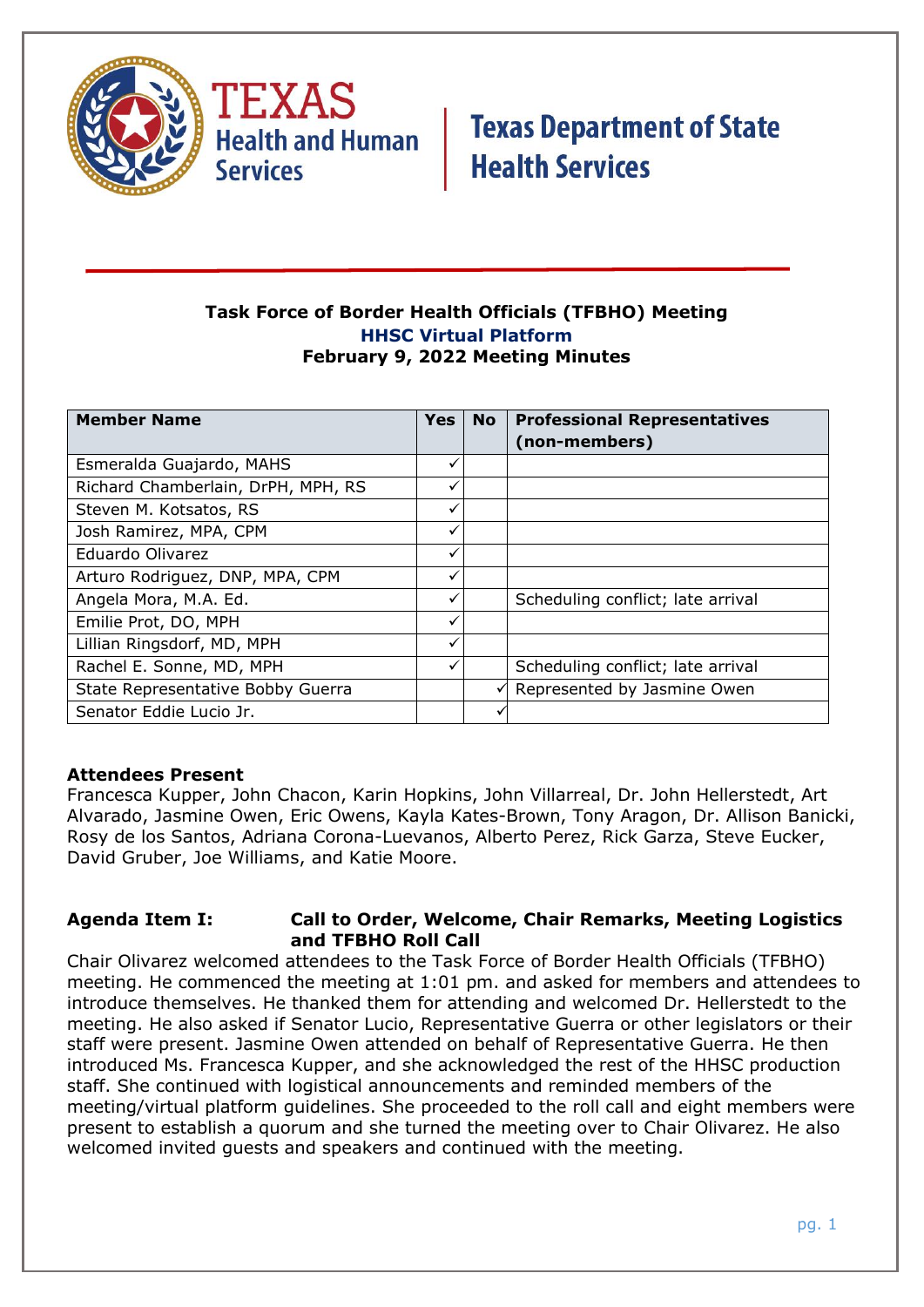Texas Health and Human Services | Texas Department of State Health Services

## Task Force of Border Health Officials (TFBHO) Meeting

### HHSC Virtual Platform

### February 9, 2022 Meeting Minutes

| Member Name | Yes | No | Professional Representatives (non-members) |
|---|---|---|---|
| Esmeralda Guajardo, MAHS | ✓ | | |
| Richard Chamberlain, DrPH, MPH, RS | ✓ | | |
| Steven M. Kotsatos, RS | ✓ | | |
| Josh Ramirez, MPA, CPM | ✓ | | |
| Eduardo Olivarez | ✓ | | |
| Arturo Rodriguez, DNP, MPA, CPM | ✓ | | |
| Angela Mora, M.A. Ed. | ✓ | | Scheduling conflict; late arrival |
| Emilie Prot, DO, MPH | ✓ | | |
| Lillian Ringsdorf, MD, MPH | ✓ | | |
| Rachel E. Sonne, MD, MPH | ✓ | | Scheduling conflict; late arrival |
| State Representative Bobby Guerra | | ✓ | Represented by Jasmine Owen |
| Senator Eddie Lucio Jr. | | ✓ | |

**Attendees Present**

Francesca Kupper, John Chacon, Karin Hopkins, John Villarreal, Dr. John Hellerstedt, Art Alvarado, Jasmine Owen, Eric Owens, Kayla Kates-Brown, Tony Aragon, Dr. Allison Banicki, Rosy de los Santos, Adriana Corona-Luevanos, Alberto Perez, Rick Garza, Steve Eucker, David Gruber, Joe Williams, and Katie Moore.

**Agenda Item I: Call to Order, Welcome, Chair Remarks, Meeting Logistics and TFBHO Roll Call**

Chair Olivarez welcomed attendees to the Task Force of Border Health Officials (TFBHO) meeting. He commenced the meeting at 1:01 pm. and asked for members and attendees to introduce themselves. He thanked them for attending and welcomed Dr. Hellerstedt to the meeting. He also asked if Senator Lucio, Representative Guerra or other legislators or their staff were present. Jasmine Owen attended on behalf of Representative Guerra. He then introduced Ms. Francesca Kupper, and she acknowledged the rest of the HHSC production staff. She continued with logistical announcements and reminded members of the meeting/virtual platform guidelines. She proceeded to the roll call and eight members were present to establish a quorum and she turned the meeting over to Chair Olivarez. He also welcomed invited guests and speakers and continued with the meeting.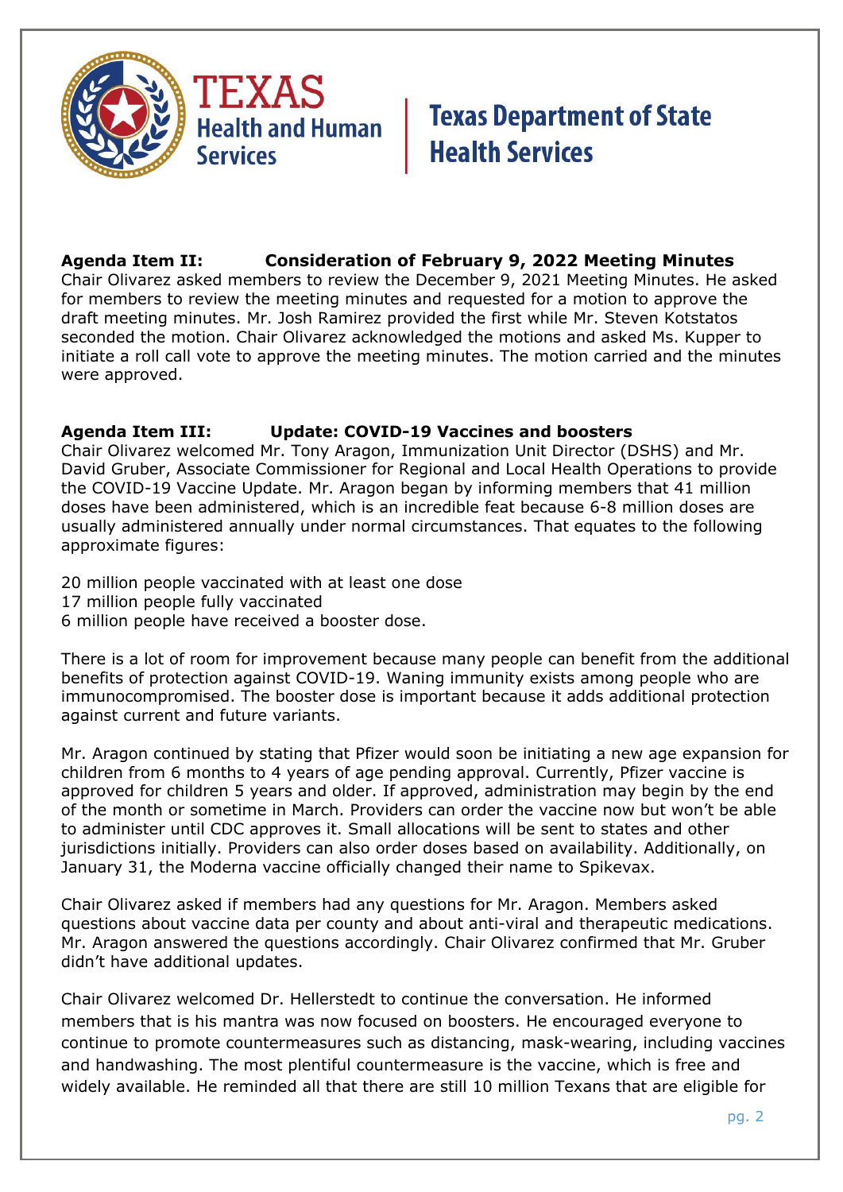**Agenda Item II: Consideration of February 9, 2022 Meeting Minutes**

Chair Olivarez asked members to review the December 9, 2021 Meeting Minutes. He asked for members to review the meeting minutes and requested for a motion to approve the draft meeting minutes. Mr. Josh Ramirez provided the first while Mr. Steven Kotstatos seconded the motion. Chair Olivarez acknowledged the motions and asked Ms. Kupper to initiate a roll call vote to approve the meeting minutes. The motion carried and the minutes were approved.

**Agenda Item III: Update: COVID-19 Vaccines and boosters**

Chair Olivarez welcomed Mr. Tony Aragon, Immunization Unit Director (DSHS) and Mr. David Gruber, Associate Commissioner for Regional and Local Health Operations to provide the COVID-19 Vaccine Update. Mr. Aragon began by informing members that 41 million doses have been administered, which is an incredible feat because 6-8 million doses are usually administered annually under normal circumstances. That equates to the following approximate figures:

20 million people vaccinated with at least one dose
17 million people fully vaccinated
6 million people have received a booster dose.

There is a lot of room for improvement because many people can benefit from the additional benefits of protection against COVID-19. Waning immunity exists among people who are immunocompromised. The booster dose is important because it adds additional protection against current and future variants.

Mr. Aragon continued by stating that Pfizer would soon be initiating a new age expansion for children from 6 months to 4 years of age pending approval. Currently, Pfizer vaccine is approved for children 5 years and older. If approved, administration may begin by the end of the month or sometime in March. Providers can order the vaccine now but won't be able to administer until CDC approves it. Small allocations will be sent to states and other jurisdictions initially. Providers can also order doses based on availability. Additionally, on January 31, the Moderna vaccine officially changed their name to Spikevax.

Chair Olivarez asked if members had any questions for Mr. Aragon. Members asked questions about vaccine data per county and about anti-viral and therapeutic medications. Mr. Aragon answered the questions accordingly. Chair Olivarez confirmed that Mr. Gruber didn't have additional updates.

Chair Olivarez welcomed Dr. Hellerstedt to continue the conversation. He informed members that is his mantra was now focused on boosters. He encouraged everyone to continue to promote countermeasures such as distancing, mask-wearing, including vaccines and handwashing. The most plentiful countermeasure is the vaccine, which is free and widely available. He reminded all that there are still 10 million Texans that are eligible for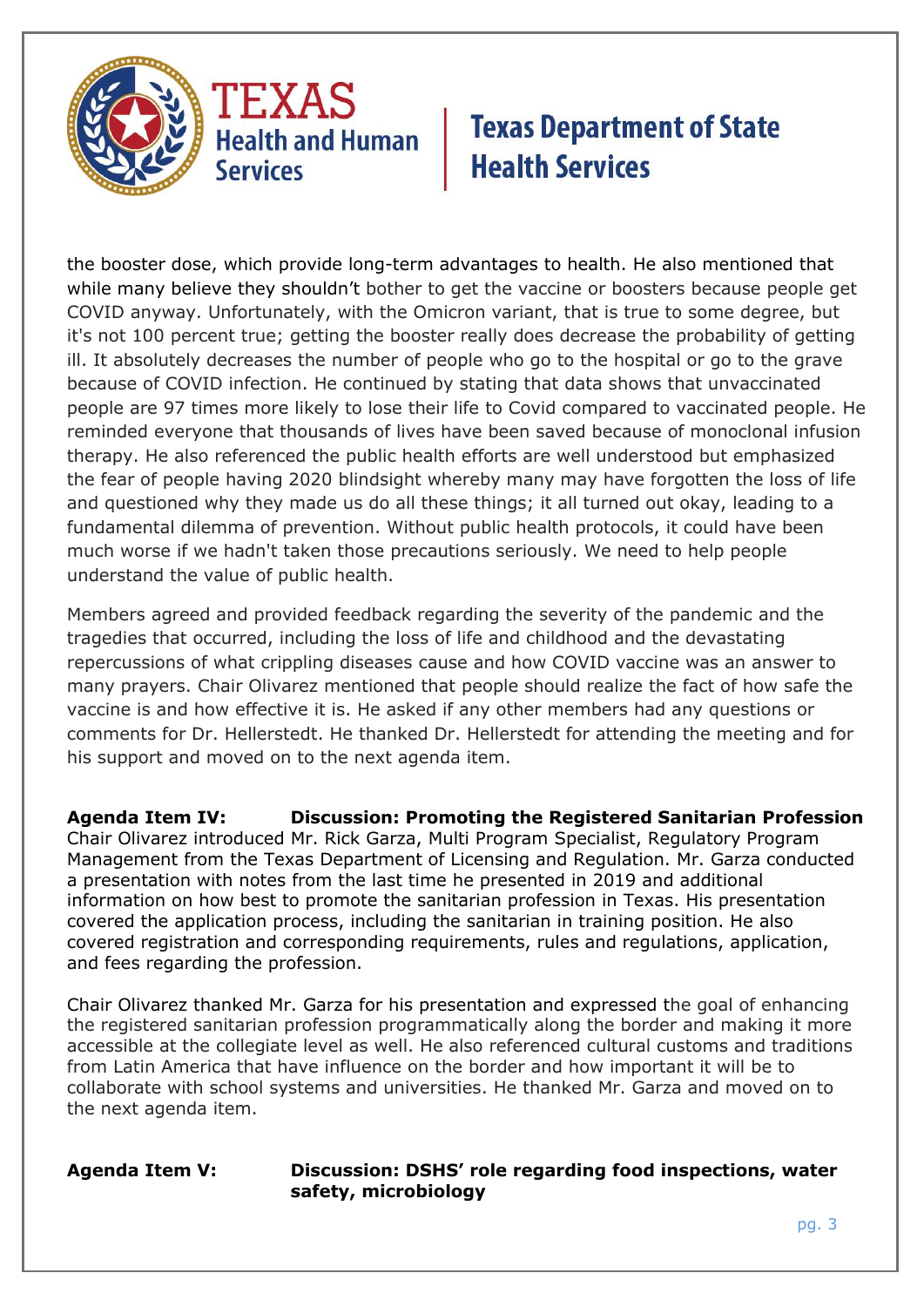the booster dose, which provide long-term advantages to health. He also mentioned that while many believe they shouldn't bother to get the vaccine or boosters because people get COVID anyway. Unfortunately, with the Omicron variant, that is true to some degree, but it's not 100 percent true; getting the booster really does decrease the probability of getting ill. It absolutely decreases the number of people who go to the hospital or go to the grave because of COVID infection. He continued by stating that data shows that unvaccinated people are 97 times more likely to lose their life to Covid compared to vaccinated people. He reminded everyone that thousands of lives have been saved because of monoclonal infusion therapy. He also referenced the public health efforts are well understood but emphasized the fear of people having 2020 blindsight whereby many may have forgotten the loss of life and questioned why they made us do all these things; it all turned out okay, leading to a fundamental dilemma of prevention. Without public health protocols, it could have been much worse if we hadn't taken those precautions seriously. We need to help people understand the value of public health.

Members agreed and provided feedback regarding the severity of the pandemic and the tragedies that occurred, including the loss of life and childhood and the devastating repercussions of what crippling diseases cause and how COVID vaccine was an answer to many prayers. Chair Olivarez mentioned that people should realize the fact of how safe the vaccine is and how effective it is. He asked if any other members had any questions or comments for Dr. Hellerstedt. He thanked Dr. Hellerstedt for attending the meeting and for his support and moved on to the next agenda item.

**Agenda Item IV: Discussion: Promoting the Registered Sanitarian Profession**

Chair Olivarez introduced Mr. Rick Garza, Multi Program Specialist, Regulatory Program Management from the Texas Department of Licensing and Regulation. Mr. Garza conducted a presentation with notes from the last time he presented in 2019 and additional information on how best to promote the sanitarian profession in Texas. His presentation covered the application process, including the sanitarian in training position. He also covered registration and corresponding requirements, rules and regulations, application, and fees regarding the profession.

Chair Olivarez thanked Mr. Garza for his presentation and expressed the goal of enhancing the registered sanitarian profession programmatically along the border and making it more accessible at the collegiate level as well. He also referenced cultural customs and traditions from Latin America that have influence on the border and how important it will be to collaborate with school systems and universities. He thanked Mr. Garza and moved on to the next agenda item.

**Agenda Item V: Discussion: DSHS' role regarding food inspections, water safety, microbiology**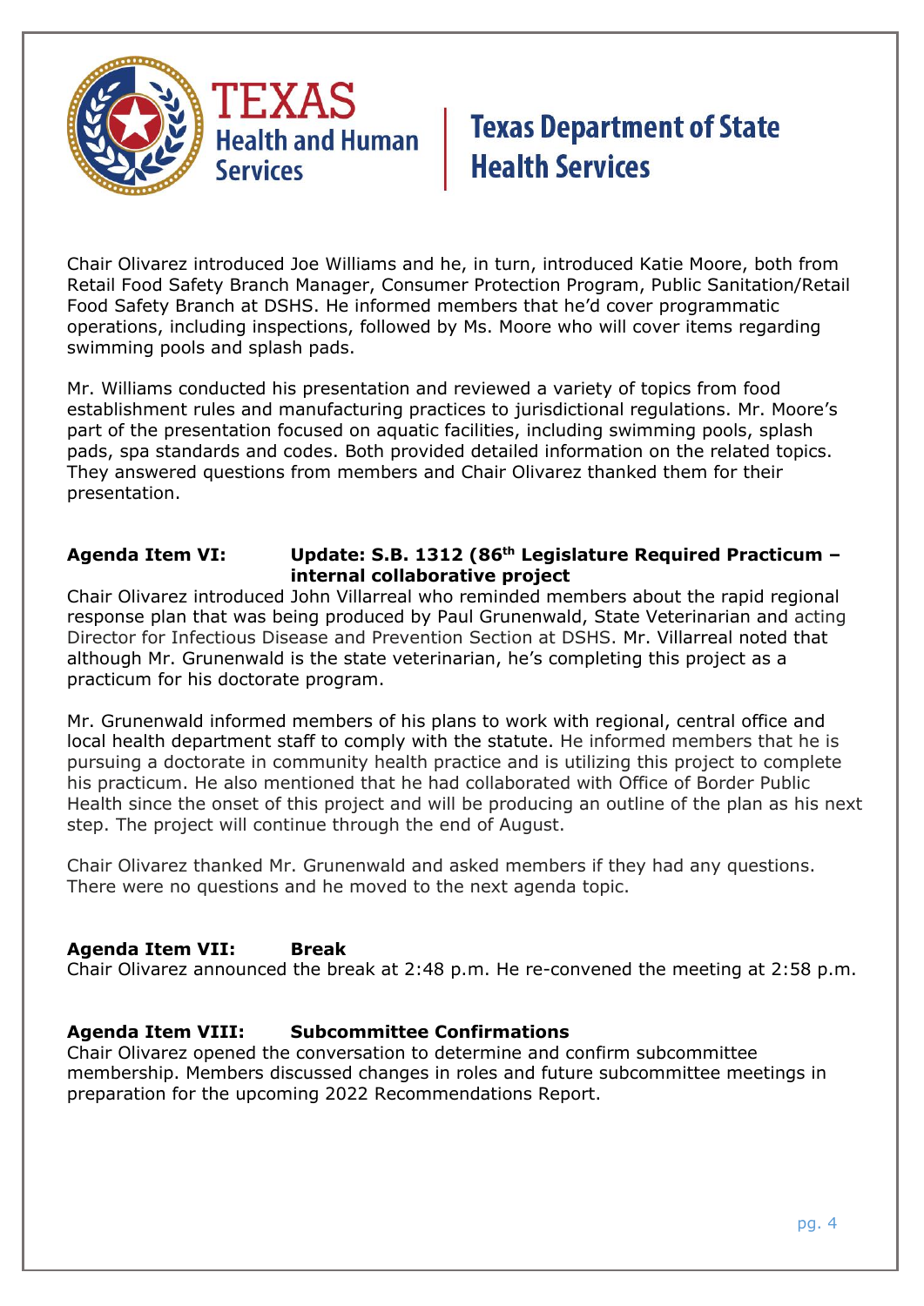Chair Olivarez introduced Joe Williams and he, in turn, introduced Katie Moore, both from Retail Food Safety Branch Manager, Consumer Protection Program, Public Sanitation/Retail Food Safety Branch at DSHS. He informed members that he'd cover programmatic operations, including inspections, followed by Ms. Moore who will cover items regarding swimming pools and splash pads.

Mr. Williams conducted his presentation and reviewed a variety of topics from food establishment rules and manufacturing practices to jurisdictional regulations. Mr. Moore's part of the presentation focused on aquatic facilities, including swimming pools, splash pads, spa standards and codes. Both provided detailed information on the related topics. They answered questions from members and Chair Olivarez thanked them for their presentation.

**Agenda Item VI: Update: S.B. 1312 (86th Legislature Required Practicum – internal collaborative project**

Chair Olivarez introduced John Villarreal who reminded members about the rapid regional response plan that was being produced by Paul Grunenwald, State Veterinarian and acting Director for Infectious Disease and Prevention Section at DSHS. Mr. Villarreal noted that although Mr. Grunenwald is the state veterinarian, he's completing this project as a practicum for his doctorate program.

Mr. Grunenwald informed members of his plans to work with regional, central office and local health department staff to comply with the statute. He informed members that he is pursuing a doctorate in community health practice and is utilizing this project to complete his practicum. He also mentioned that he had collaborated with Office of Border Public Health since the onset of this project and will be producing an outline of the plan as his next step. The project will continue through the end of August.

Chair Olivarez thanked Mr. Grunenwald and asked members if they had any questions. There were no questions and he moved to the next agenda topic.

**Agenda Item VII: Break**

Chair Olivarez announced the break at 2:48 p.m. He re-convened the meeting at 2:58 p.m.

**Agenda Item VIII: Subcommittee Confirmations**

Chair Olivarez opened the conversation to determine and confirm subcommittee membership. Members discussed changes in roles and future subcommittee meetings in preparation for the upcoming 2022 Recommendations Report.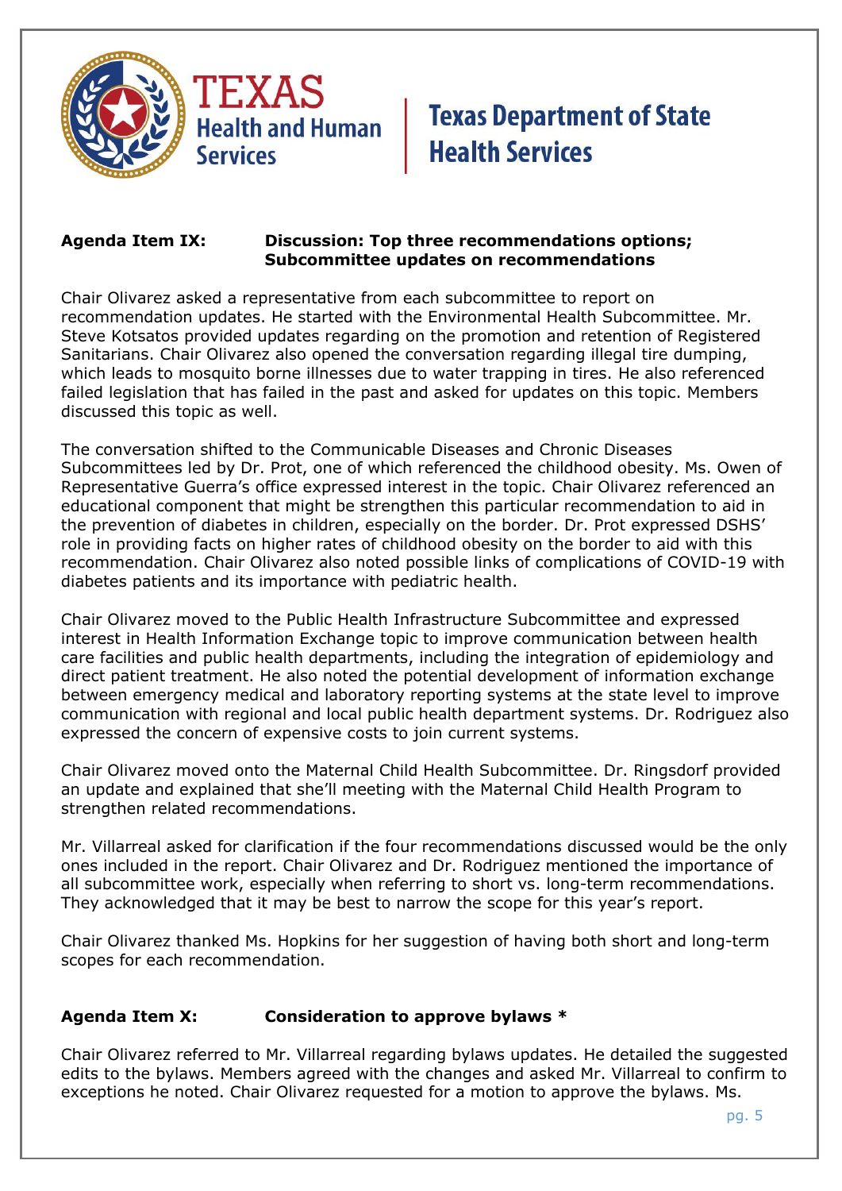**Agenda Item IX: Discussion: Top three recommendations options; Subcommittee updates on recommendations**

Chair Olivarez asked a representative from each subcommittee to report on recommendation updates. He started with the Environmental Health Subcommittee. Mr. Steve Kotsatos provided updates regarding on the promotion and retention of Registered Sanitarians. Chair Olivarez also opened the conversation regarding illegal tire dumping, which leads to mosquito borne illnesses due to water trapping in tires. He also referenced failed legislation that has failed in the past and asked for updates on this topic. Members discussed this topic as well.

The conversation shifted to the Communicable Diseases and Chronic Diseases Subcommittees led by Dr. Prot, one of which referenced the childhood obesity. Ms. Owen of Representative Guerra's office expressed interest in the topic. Chair Olivarez referenced an educational component that might be strengthen this particular recommendation to aid in the prevention of diabetes in children, especially on the border. Dr. Prot expressed DSHS' role in providing facts on higher rates of childhood obesity on the border to aid with this recommendation. Chair Olivarez also noted possible links of complications of COVID-19 with diabetes patients and its importance with pediatric health.

Chair Olivarez moved to the Public Health Infrastructure Subcommittee and expressed interest in Health Information Exchange topic to improve communication between health care facilities and public health departments, including the integration of epidemiology and direct patient treatment. He also noted the potential development of information exchange between emergency medical and laboratory reporting systems at the state level to improve communication with regional and local public health department systems. Dr. Rodriguez also expressed the concern of expensive costs to join current systems.

Chair Olivarez moved onto the Maternal Child Health Subcommittee. Dr. Ringsdorf provided an update and explained that she'll meeting with the Maternal Child Health Program to strengthen related recommendations.

Mr. Villarreal asked for clarification if the four recommendations discussed would be the only ones included in the report. Chair Olivarez and Dr. Rodriguez mentioned the importance of all subcommittee work, especially when referring to short vs. long-term recommendations. They acknowledged that it may be best to narrow the scope for this year's report.

Chair Olivarez thanked Ms. Hopkins for her suggestion of having both short and long-term scopes for each recommendation.

**Agenda Item X: Consideration to approve bylaws ***

Chair Olivarez referred to Mr. Villarreal regarding bylaws updates. He detailed the suggested edits to the bylaws. Members agreed with the changes and asked Mr. Villarreal to confirm to exceptions he noted. Chair Olivarez requested for a motion to approve the bylaws. Ms.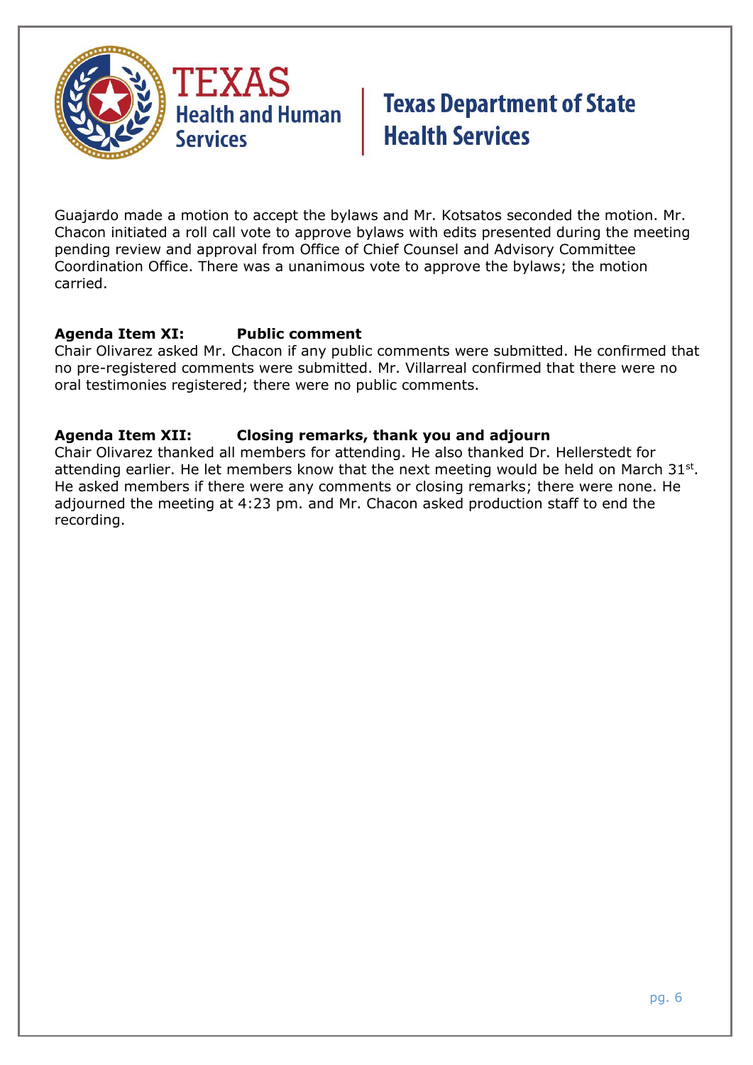Guajardo made a motion to accept the bylaws and Mr. Kotsatos seconded the motion. Mr. Chacon initiated a roll call vote to approve bylaws with edits presented during the meeting pending review and approval from Office of Chief Counsel and Advisory Committee Coordination Office. There was a unanimous vote to approve the bylaws; the motion carried.

**Agenda Item XI: Public comment**

Chair Olivarez asked Mr. Chacon if any public comments were submitted. He confirmed that no pre-registered comments were submitted. Mr. Villarreal confirmed that there were no oral testimonies registered; there were no public comments.

**Agenda Item XII: Closing remarks, thank you and adjourn**

Chair Olivarez thanked all members for attending. He also thanked Dr. Hellerstedt for attending earlier. He let members know that the next meeting would be held on March 31st. He asked members if there were any comments or closing remarks; there were none. He adjourned the meeting at 4:23 pm. and Mr. Chacon asked production staff to end the recording.